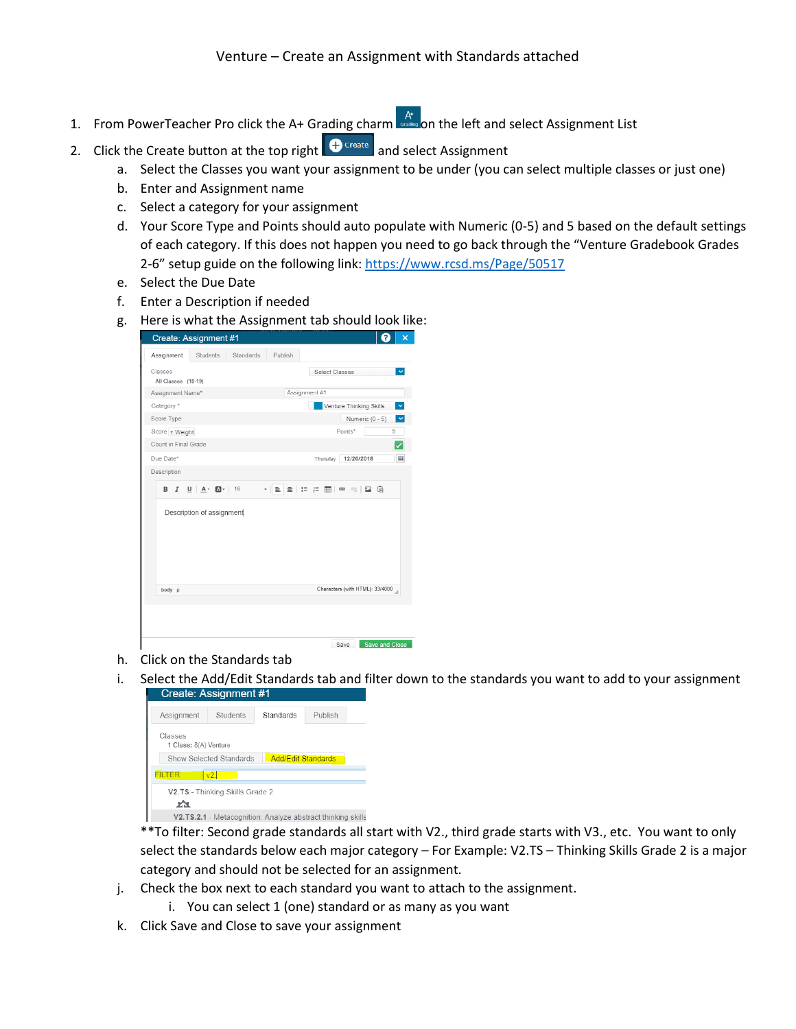# Venture – Create an Assignment with Standards attached

1. From PowerTeacher Pro click the A+ Grading charm on the left and select Assignment List
2. Click the Create button at the top right and select Assignment
   a. Select the Classes you want your assignment to be under (you can select multiple classes or just one)
   b. Enter and Assignment name
   c. Select a category for your assignment
   d. Your Score Type and Points should auto populate with Numeric (0-5) and 5 based on the default settings of each category. If this does not happen you need to go back through the "Venture Gradebook Grades 2-6" setup guide on the following link: https://www.rcsd.ms/Page/50517
   e. Select the Due Date
   f. Enter a Description if needed
   g. Here is what the Assignment tab should look like:
   h. Click on the Standards tab
   i. Select the Add/Edit Standards tab and filter down to the standards you want to add to your assignment

      **To filter: Second grade standards all start with V2., third grade starts with V3., etc. You want to only select the standards below each major category – For Example: V2.TS – Thinking Skills Grade 2 is a major category and should not be selected for an assignment.
   j. Check the box next to each standard you want to attach to the assignment.
      i. You can select 1 (one) standard or as many as you want
   k. Click Save and Close to save your assignment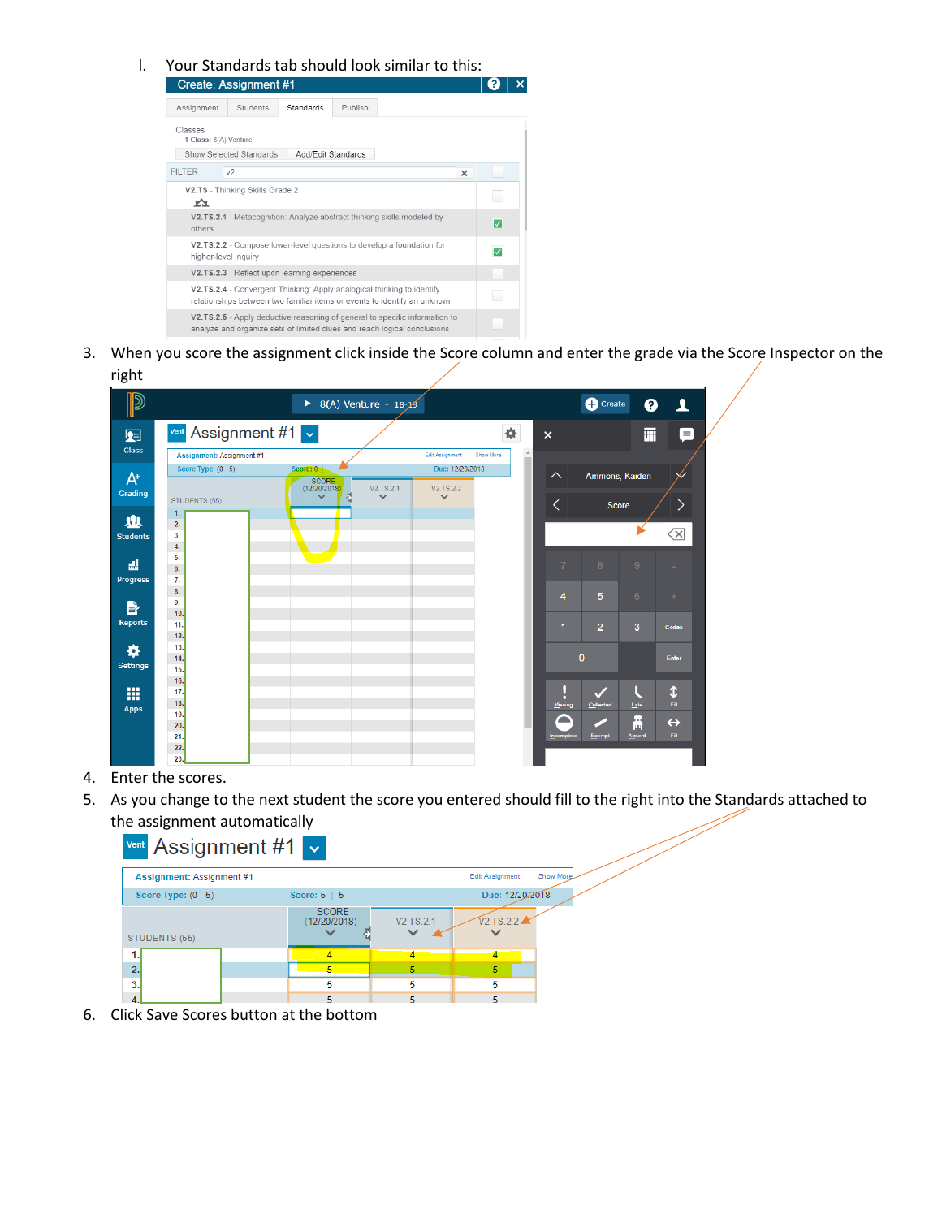l. Your Standards tab should look similar to this:

Create: Assignment #1

Assignment | Students | Standards | Publish

Classes
1 Class: 8(A) Venture

Show Selected Standards | Add/Edit Standards

FILTER v2

V2.TS - Thinking Skills Grade 2

V2.TS.2.1 - Metacognition: Analyze abstract thinking skills modeled by others

V2.TS.2.2 - Compose lower-level questions to develop a foundation for higher-level inquiry

V2.TS.2.3 - Reflect upon learning experiences

V2.TS.2.4 - Convergent Thinking: Apply analogical thinking to identify relationships between two familiar items or events to identify an unknown

V2.TS.2.5 - Apply deductive reasoning of general to specific information to analyze and organize sets of limited clues and reach logical conclusions

3. When you score the assignment click inside the Score column and enter the grade via the Score Inspector on the right

4. Enter the scores.

5. As you change to the next student the score you entered should fill to the right into the Standards attached to the assignment automatically

6. Click Save Scores button at the bottom